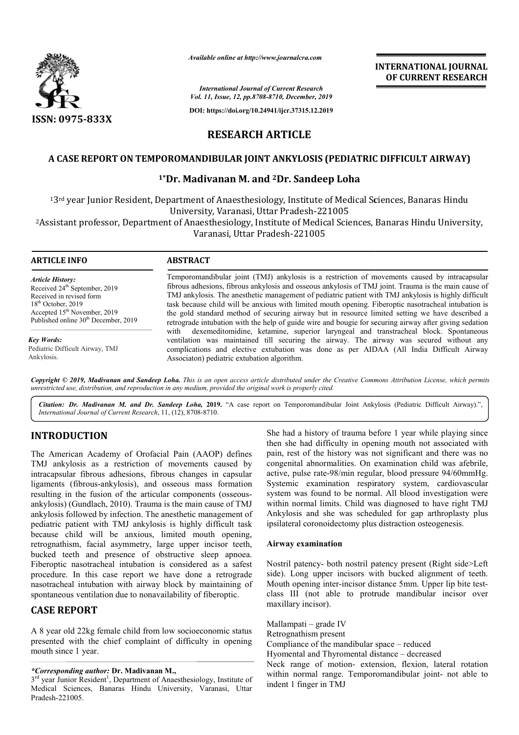*Available online at http://www.journalcra.com*

*International Journal of Current Research*
*Vol. 11, Issue, 12, pp.8708-8710, December, 2019*

**DOI: https://doi.org/10.24941/ijcr.37315.12.2019**

**ISSN: 0975-833X**

**INTERNATIONAL JOURNAL OF CURRENT RESEARCH**

# RESEARCH ARTICLE

## A CASE REPORT ON TEMPOROMANDIBULAR JOINT ANKYLOSIS (PEDIATRIC DIFFICULT AIRWAY)

**[1*]Dr. Madivanan M. and [2]Dr. Sandeep Loha**

[1]3rd year Junior Resident, Department of Anaesthesiology, Institute of Medical Sciences, Banaras Hindu University, Varanasi, Uttar Pradesh-221005

[2]Assistant professor, Department of Anaesthesiology, Institute of Medical Sciences, Banaras Hindu University, Varanasi, Uttar Pradesh-221005

**ARTICLE INFO**

*Article History:*
Received 24th September, 2019
Received in revised form 18th October, 2019
Accepted 15th November, 2019
Published online 30th December, 2019

*Key Words:*
Pediatric Difficult Airway, TMJ Ankylosis.

**ABSTRACT**

Temporomandibular joint (TMJ) ankylosis is a restriction of movements caused by intracapsular fibrous adhesions, fibrous ankylosis and osseous ankylosis of TMJ joint. Trauma is the main cause of TMJ ankylosis. The anesthetic management of pediatric patient with TMJ ankylosis is highly difficult task because child will be anxious with limited mouth opening. Fiberoptic nasotracheal intubation is the gold standard method of securing airway but in resource limited setting we have described a retrograde intubation with the help of guide wire and bougie for securing airway after giving sedation with dexemeditomidine, ketamine, superior laryngeal and transtracheal block. Spontaneous ventilation was maintained till securing the airway. The airway was secured without any complications and elective extubation was done as per AIDAA (All India Difficult Airway Associaton) pediatric extubation algorithm.

*Copyright © 2019, Madivanan and Sandeep Loha. This is an open access article distributed under the Creative Commons Attribution License, which permits unrestricted use, distribution, and reproduction in any medium, provided the original work is properly cited.*

*Citation: Dr. Madivanan M. and Dr. Sandeep Loha,* **2019.** "A case report on Temporomandibular Joint Ankylosis (Pediatric Difficult Airway).", *International Journal of Current Research*, 11, (12), 8708-8710.

## INTRODUCTION

The American Academy of Orofacial Pain (AAOP) defines TMJ ankylosis as a restriction of movements caused by intracapsular fibrous adhesions, fibrous changes in capsular ligaments (fibrous-ankylosis), and osseous mass formation resulting in the fusion of the articular components (osseous-ankylosis) (Gundlach, 2010). Trauma is the main cause of TMJ ankylosis followed by infection. The anesthetic management of pediatric patient with TMJ ankylosis is highly difficult task because child will be anxious, limited mouth opening, retrognathism, facial asymmetry, large upper incisor teeth, bucked teeth and presence of obstructive sleep apnoea. Fiberoptic nasotracheal intubation is considered as a safest procedure. In this case report we have done a retrograde nasotracheal intubation with airway block by maintaining of spontaneous ventilation due to nonavailability of fiberoptic.

## CASE REPORT

A 8 year old 22kg female child from low socioeconomic status presented with the chief complaint of difficulty in opening mouth since 1 year.

She had a history of trauma before 1 year while playing since then she had difficulty in opening mouth not associated with pain, rest of the history was not significant and there was no congenital abnormalities. On examination child was afebrile, active, pulse rate-98/min regular, blood pressure 94/60mmHg. Systemic examination respiratory system, cardiovascular system was found to be normal. All blood investigation were within normal limits. Child was diagnosed to have right TMJ Ankylosis and she was scheduled for gap arthroplasty plus ipsilateral coronoidectomy plus distraction osteogenesis.

### Airway examination

Nostril patency- both nostril patency present (Right side>Left side). Long upper incisors with bucked alignment of teeth. Mouth opening inter-incisor distance 5mm. Upper lip bite test-class III (not able to protrude mandibular incisor over maxillary incisor).

Mallampati – grade IV
Retrognathism present
Compliance of the mandibular space – reduced
Hyomental and Thyromental distance – decreased
Neck range of motion- extension, flexion, lateral rotation within normal range. Temporomandibular joint- not able to indent 1 finger in TMJ

*\*Corresponding author:* **Dr. Madivanan M.,**
3rd year Junior Resident[1], Department of Anaesthesiology, Institute of Medical Sciences, Banaras Hindu University, Varanasi, Uttar Pradesh-221005.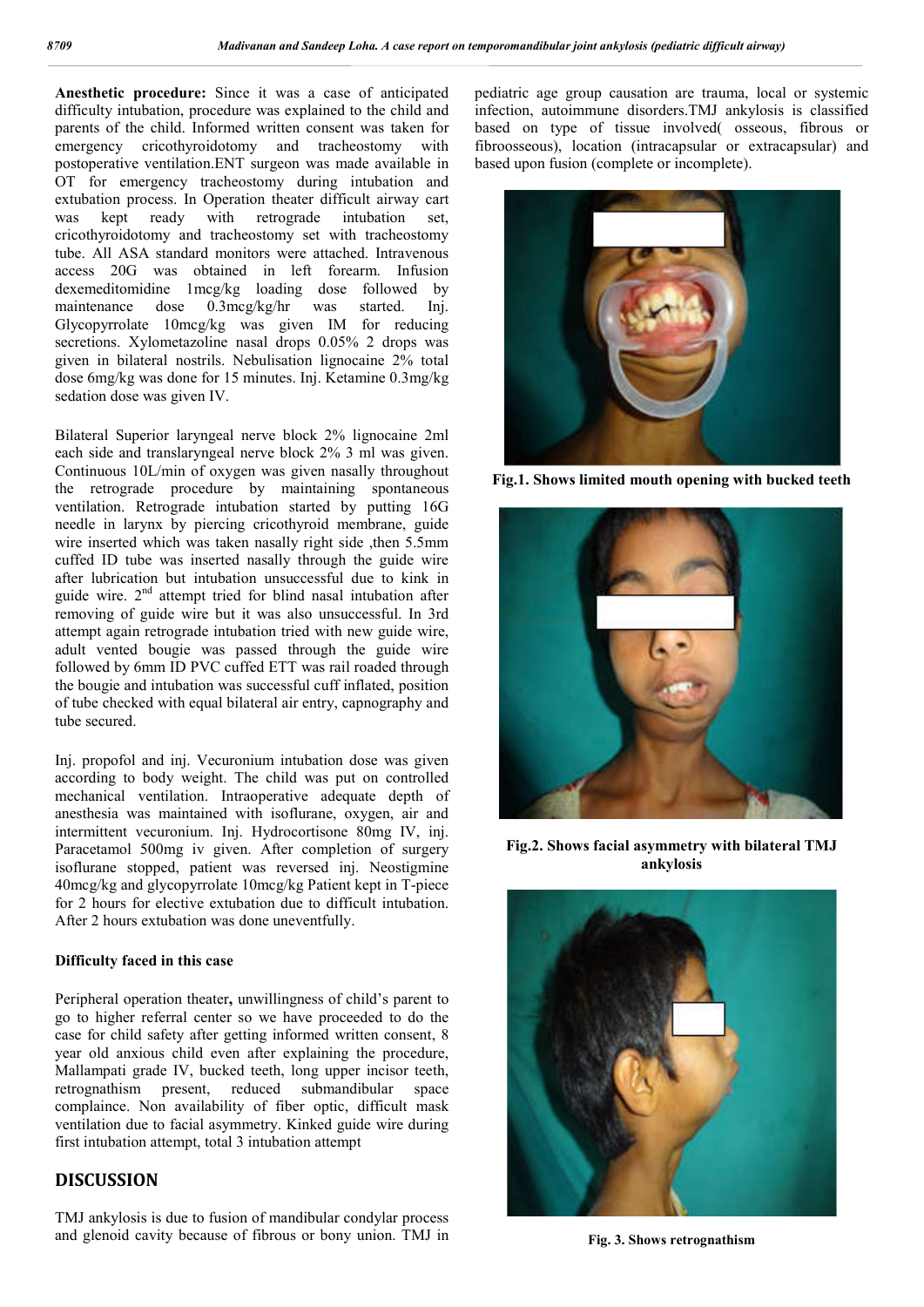**Anesthetic procedure:** Since it was a case of anticipated difficulty intubation, procedure was explained to the child and parents of the child. Informed written consent was taken for emergency cricothyroidotomy and tracheostomy with postoperative ventilation.ENT surgeon was made available in OT for emergency tracheostomy during intubation and extubation process. In Operation theater difficult airway cart was kept ready with retrograde intubation set, cricothyroidotomy and tracheostomy set with tracheostomy tube. All ASA standard monitors were attached. Intravenous access 20G was obtained in left forearm. Infusion dexemeditomidine 1mcg/kg loading dose followed by maintenance dose 0.3mcg/kg/hr was started. Inj. Glycopyrrolate 10mcg/kg was given IM for reducing secretions. Xylometazoline nasal drops 0.05% 2 drops was given in bilateral nostrils. Nebulisation lignocaine 2% total dose 6mg/kg was done for 15 minutes. Inj. Ketamine 0.3mg/kg sedation dose was given IV.

Bilateral Superior laryngeal nerve block 2% lignocaine 2ml each side and translaryngeal nerve block 2% 3 ml was given. Continuous 10L/min of oxygen was given nasally throughout the retrograde procedure by maintaining spontaneous ventilation. Retrograde intubation started by putting 16G needle in larynx by piercing cricothyroid membrane, guide wire inserted which was taken nasally right side ,then 5.5mm cuffed ID tube was inserted nasally through the guide wire after lubrication but intubation unsuccessful due to kink in guide wire. 2nd attempt tried for blind nasal intubation after removing of guide wire but it was also unsuccessful. In 3rd attempt again retrograde intubation tried with new guide wire, adult vented bougie was passed through the guide wire followed by 6mm ID PVC cuffed ETT was rail roaded through the bougie and intubation was successful cuff inflated, position of tube checked with equal bilateral air entry, capnography and tube secured.

Inj. propofol and inj. Vecuronium intubation dose was given according to body weight. The child was put on controlled mechanical ventilation. Intraoperative adequate depth of anesthesia was maintained with isoflurane, oxygen, air and intermittent vecuronium. Inj. Hydrocortisone 80mg IV, inj. Paracetamol 500mg iv given. After completion of surgery isoflurane stopped, patient was reversed inj. Neostigmine 40mcg/kg and glycopyrrolate 10mcg/kg Patient kept in T-piece for 2 hours for elective extubation due to difficult intubation. After 2 hours extubation was done uneventfully.

**Difficulty faced in this case**

Peripheral operation theater**,** unwillingness of child's parent to go to higher referral center so we have proceeded to do the case for child safety after getting informed written consent, 8 year old anxious child even after explaining the procedure, Mallampati grade IV, bucked teeth, long upper incisor teeth, retrognathism present, reduced submandibular space complaince. Non availability of fiber optic, difficult mask ventilation due to facial asymmetry. Kinked guide wire during first intubation attempt, total 3 intubation attempt

## DISCUSSION

TMJ ankylosis is due to fusion of mandibular condylar process and glenoid cavity because of fibrous or bony union. TMJ in pediatric age group causation are trauma, local or systemic infection, autoimmune disorders.TMJ ankylosis is classified based on type of tissue involved( osseous, fibrous or fibroosseous), location (intracapsular or extracapsular) and based upon fusion (complete or incomplete).

**Fig.1. Shows limited mouth opening with bucked teeth**

**Fig.2. Shows facial asymmetry with bilateral TMJ ankylosis**

**Fig. 3. Shows retrognathism**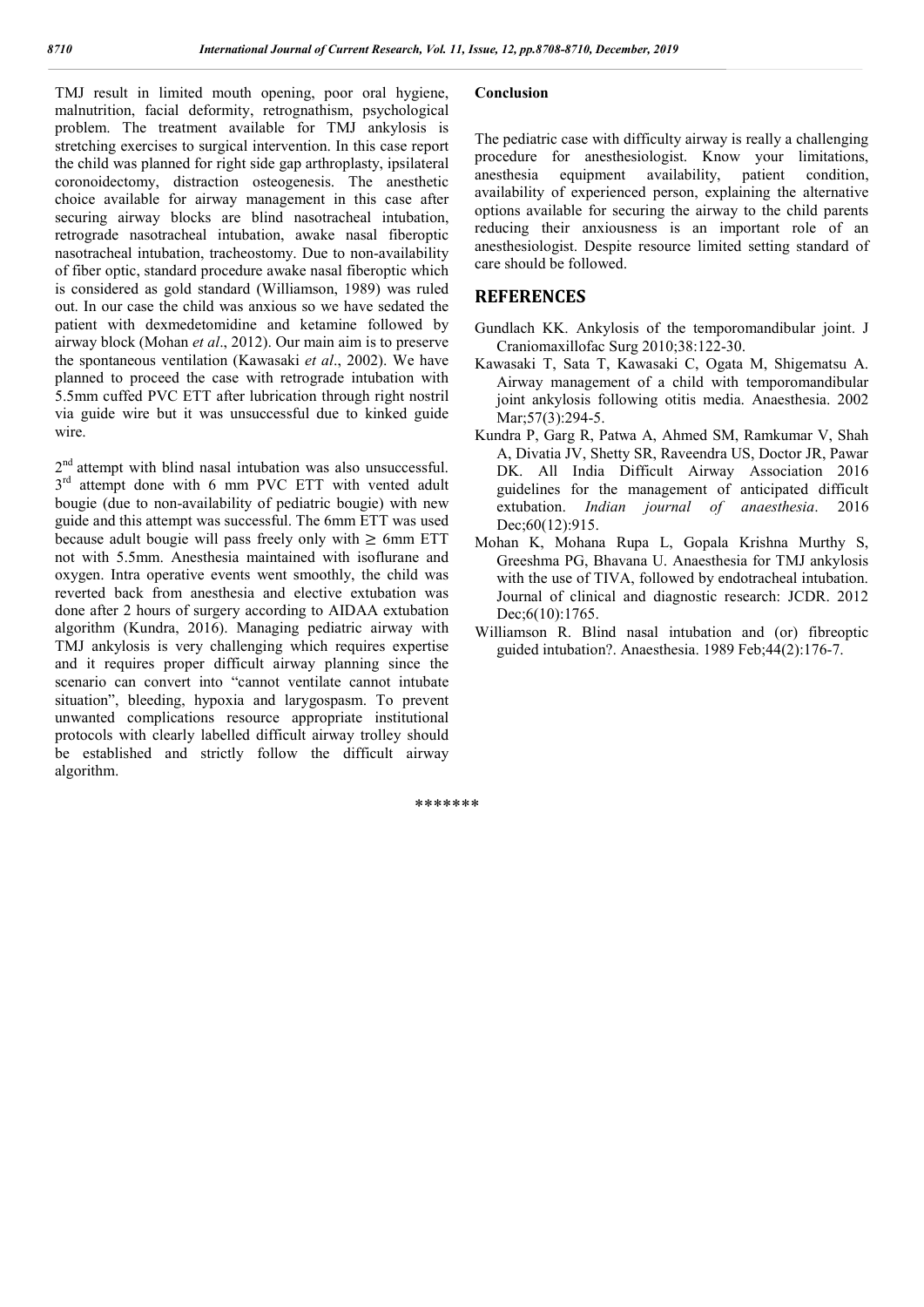TMJ result in limited mouth opening, poor oral hygiene, malnutrition, facial deformity, retrognathism, psychological problem. The treatment available for TMJ ankylosis is stretching exercises to surgical intervention. In this case report the child was planned for right side gap arthroplasty, ipsilateral coronoidectomy, distraction osteogenesis. The anesthetic choice available for airway management in this case after securing airway blocks are blind nasotracheal intubation, retrograde nasotracheal intubation, awake nasal fiberoptic nasotracheal intubation, tracheostomy. Due to non-availability of fiber optic, standard procedure awake nasal fiberoptic which is considered as gold standard (Williamson, 1989) was ruled out. In our case the child was anxious so we have sedated the patient with dexmedetomidine and ketamine followed by airway block (Mohan *et al*., 2012). Our main aim is to preserve the spontaneous ventilation (Kawasaki *et al*., 2002). We have planned to proceed the case with retrograde intubation with 5.5mm cuffed PVC ETT after lubrication through right nostril via guide wire but it was unsuccessful due to kinked guide wire.

2nd attempt with blind nasal intubation was also unsuccessful. 3rd attempt done with 6 mm PVC ETT with vented adult bougie (due to non-availability of pediatric bougie) with new guide and this attempt was successful. The 6mm ETT was used because adult bougie will pass freely only with $\geq$ 6mm ETT not with 5.5mm. Anesthesia maintained with isoflurane and oxygen. Intra operative events went smoothly, the child was reverted back from anesthesia and elective extubation was done after 2 hours of surgery according to AIDAA extubation algorithm (Kundra, 2016). Managing pediatric airway with TMJ ankylosis is very challenging which requires expertise and it requires proper difficult airway planning since the scenario can convert into "cannot ventilate cannot intubate situation", bleeding, hypoxia and larygospasm. To prevent unwanted complications resource appropriate institutional protocols with clearly labelled difficult airway trolley should be established and strictly follow the difficult airway algorithm.

### Conclusion

The pediatric case with difficulty airway is really a challenging procedure for anesthesiologist. Know your limitations, anesthesia equipment availability, patient condition, availability of experienced person, explaining the alternative options available for securing the airway to the child parents reducing their anxiousness is an important role of an anesthesiologist. Despite resource limited setting standard of care should be followed.

## REFERENCES

Gundlach KK. Ankylosis of the temporomandibular joint. J Craniomaxillofac Surg 2010;38:122-30.

Kawasaki T, Sata T, Kawasaki C, Ogata M, Shigematsu A. Airway management of a child with temporomandibular joint ankylosis following otitis media. Anaesthesia. 2002 Mar;57(3):294-5.

Kundra P, Garg R, Patwa A, Ahmed SM, Ramkumar V, Shah A, Divatia JV, Shetty SR, Raveendra US, Doctor JR, Pawar DK. All India Difficult Airway Association 2016 guidelines for the management of anticipated difficult extubation. *Indian journal of anaesthesia*. 2016 Dec;60(12):915.

Mohan K, Mohana Rupa L, Gopala Krishna Murthy S, Greeshma PG, Bhavana U. Anaesthesia for TMJ ankylosis with the use of TIVA, followed by endotracheal intubation. Journal of clinical and diagnostic research: JCDR. 2012 Dec;6(10):1765.

Williamson R. Blind nasal intubation and (or) fibreoptic guided intubation?. Anaesthesia. 1989 Feb;44(2):176-7.

*******